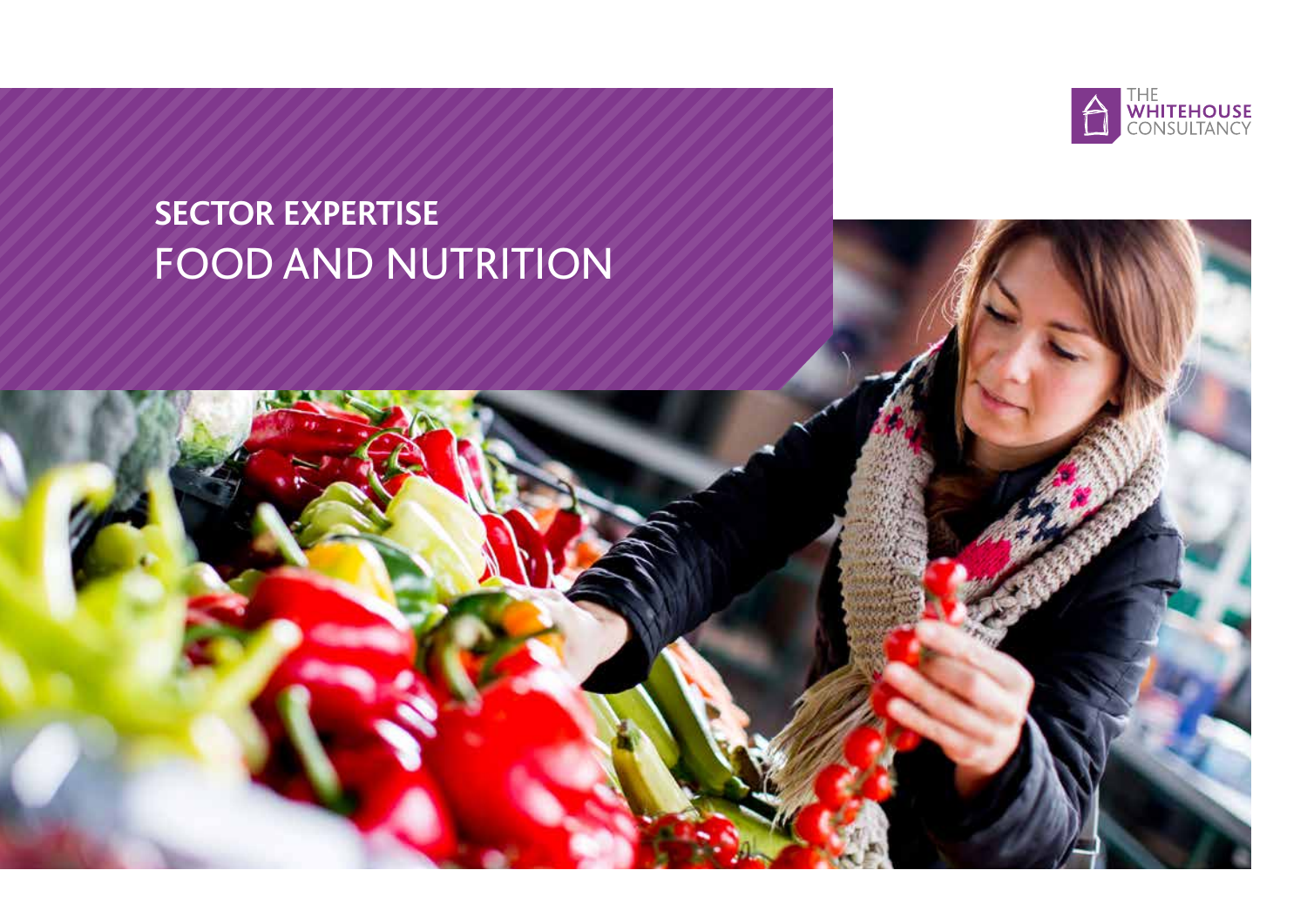THE WHITEHOUSE CONSULTANCY

# SECTOR EXPERTISE
# FOOD AND NUTRITION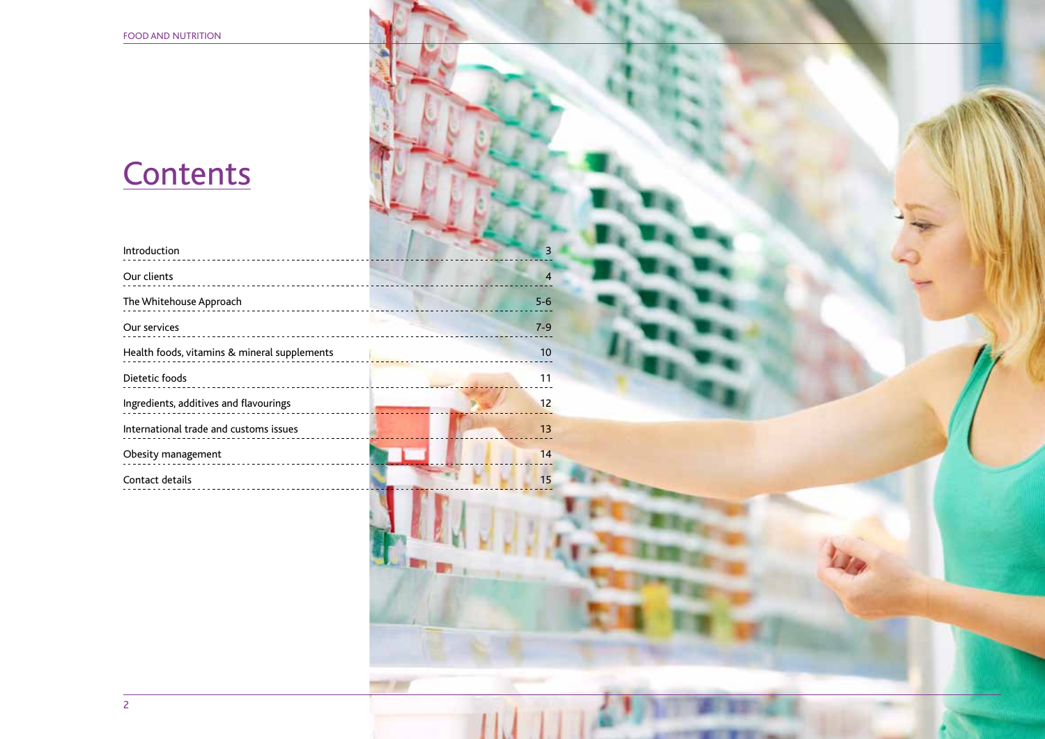# Contents

| | |
|---|---|
| Introduction | 3 |
| Our clients | 4 |
| The Whitehouse Approach | 5-6 |
| Our services | 7-9 |
| Health foods, vitamins & mineral supplements | 10 |
| Dietetic foods | 11 |
| Ingredients, additives and flavourings | 12 |
| International trade and customs issues | 13 |
| Obesity management | 14 |
| Contact details | 15 |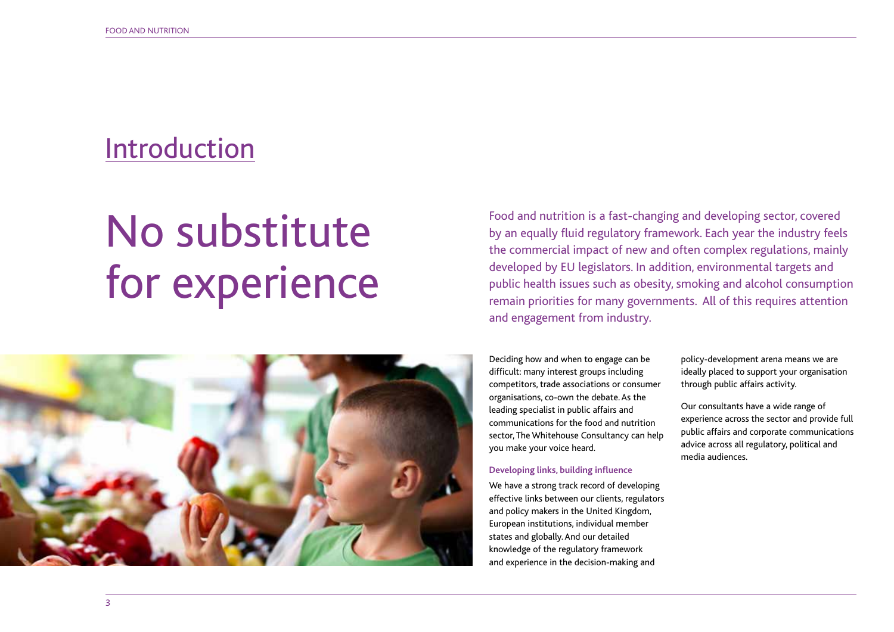## Introduction

# No substitute for experience

Food and nutrition is a fast-changing and developing sector, covered by an equally fluid regulatory framework. Each year the industry feels the commercial impact of new and often complex regulations, mainly developed by EU legislators. In addition, environmental targets and public health issues such as obesity, smoking and alcohol consumption remain priorities for many governments. All of this requires attention and engagement from industry.

Deciding how and when to engage can be difficult: many interest groups including competitors, trade associations or consumer organisations, co-own the debate. As the leading specialist in public affairs and communications for the food and nutrition sector, The Whitehouse Consultancy can help you make your voice heard.

**Developing links, building influence**

We have a strong track record of developing effective links between our clients, regulators and policy makers in the United Kingdom, European institutions, individual member states and globally. And our detailed knowledge of the regulatory framework and experience in the decision-making and policy-development arena means we are ideally placed to support your organisation through public affairs activity.

Our consultants have a wide range of experience across the sector and provide full public affairs and corporate communications advice across all regulatory, political and media audiences.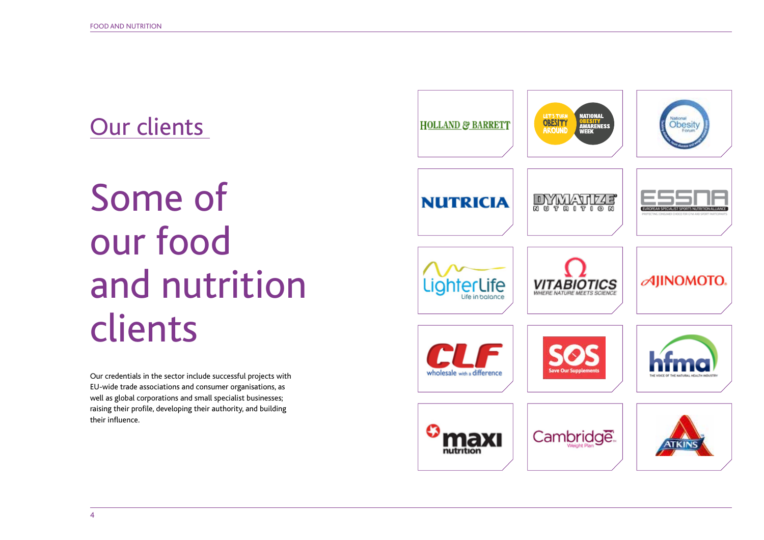## Our clients

# Some of our food and nutrition clients

Our credentials in the sector include successful projects with EU-wide trade associations and consumer organisations, as well as global corporations and small specialist businesses; raising their profile, developing their authority, and building their influence.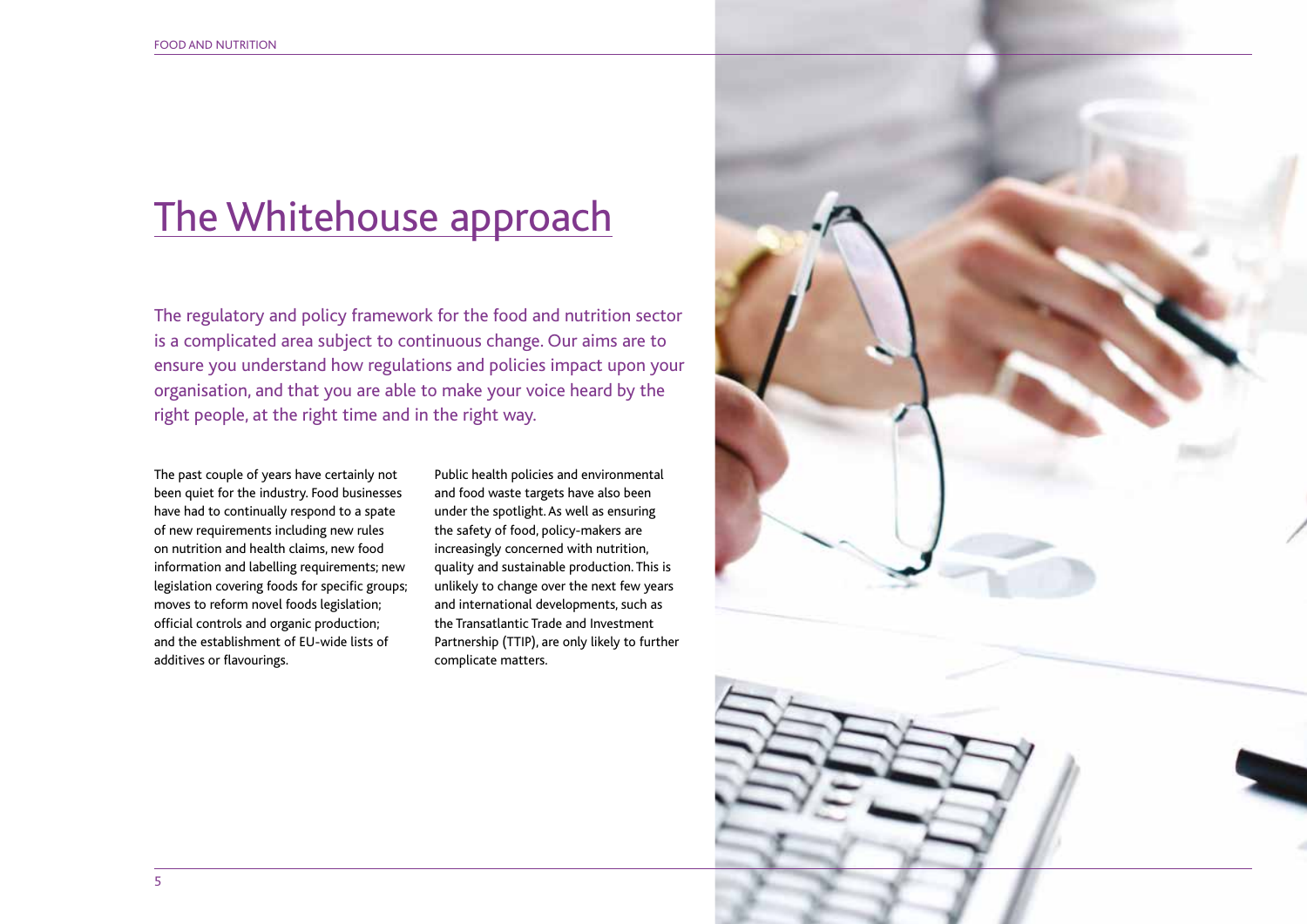# The Whitehouse approach

The regulatory and policy framework for the food and nutrition sector is a complicated area subject to continuous change. Our aims are to ensure you understand how regulations and policies impact upon your organisation, and that you are able to make your voice heard by the right people, at the right time and in the right way.

The past couple of years have certainly not been quiet for the industry. Food businesses have had to continually respond to a spate of new requirements including new rules on nutrition and health claims, new food information and labelling requirements; new legislation covering foods for specific groups; moves to reform novel foods legislation; official controls and organic production; and the establishment of EU-wide lists of additives or flavourings.

Public health policies and environmental and food waste targets have also been under the spotlight. As well as ensuring the safety of food, policy-makers are increasingly concerned with nutrition, quality and sustainable production. This is unlikely to change over the next few years and international developments, such as the Transatlantic Trade and Investment Partnership (TTIP), are only likely to further complicate matters.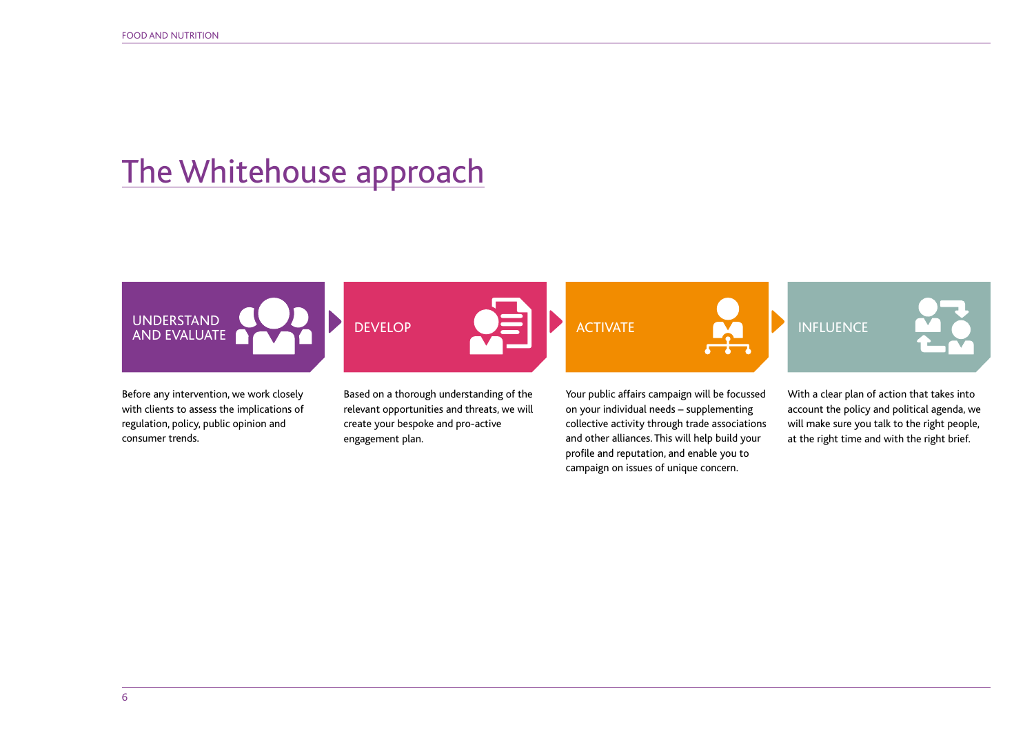# The Whitehouse approach

### UNDERSTAND AND EVALUATE

Before any intervention, we work closely with clients to assess the implications of regulation, policy, public opinion and consumer trends.

### DEVELOP

Based on a thorough understanding of the relevant opportunities and threats, we will create your bespoke and pro-active engagement plan.

### ACTIVATE

Your public affairs campaign will be focussed on your individual needs – supplementing collective activity through trade associations and other alliances. This will help build your profile and reputation, and enable you to campaign on issues of unique concern.

### INFLUENCE

With a clear plan of action that takes into account the policy and political agenda, we will make sure you talk to the right people, at the right time and with the right brief.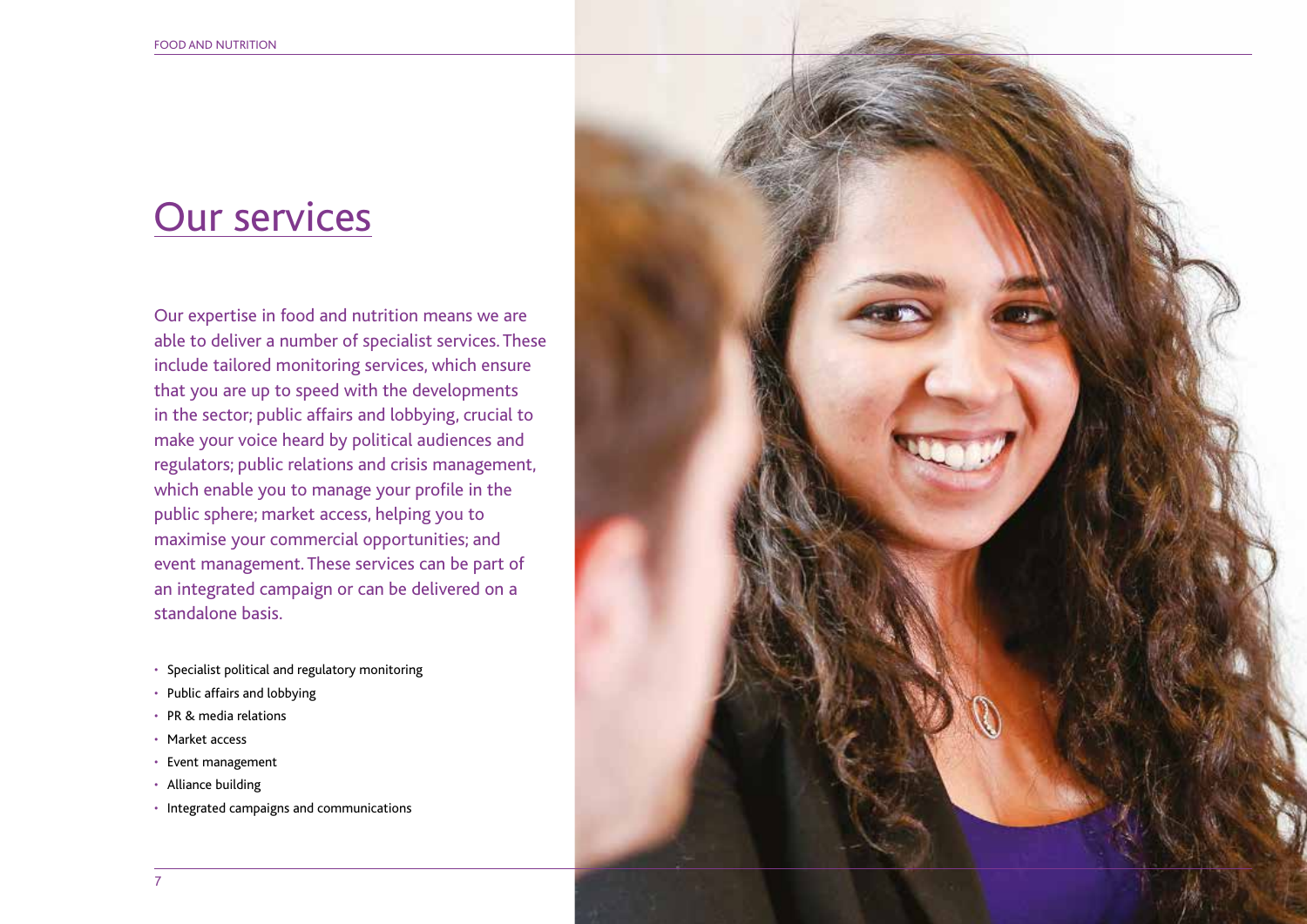# Our services

Our expertise in food and nutrition means we are able to deliver a number of specialist services. These include tailored monitoring services, which ensure that you are up to speed with the developments in the sector; public affairs and lobbying, crucial to make your voice heard by political audiences and regulators; public relations and crisis management, which enable you to manage your profile in the public sphere; market access, helping you to maximise your commercial opportunities; and event management. These services can be part of an integrated campaign or can be delivered on a standalone basis.

- Specialist political and regulatory monitoring
- Public affairs and lobbying
- PR & media relations
- Market access
- Event management
- Alliance building
- Integrated campaigns and communications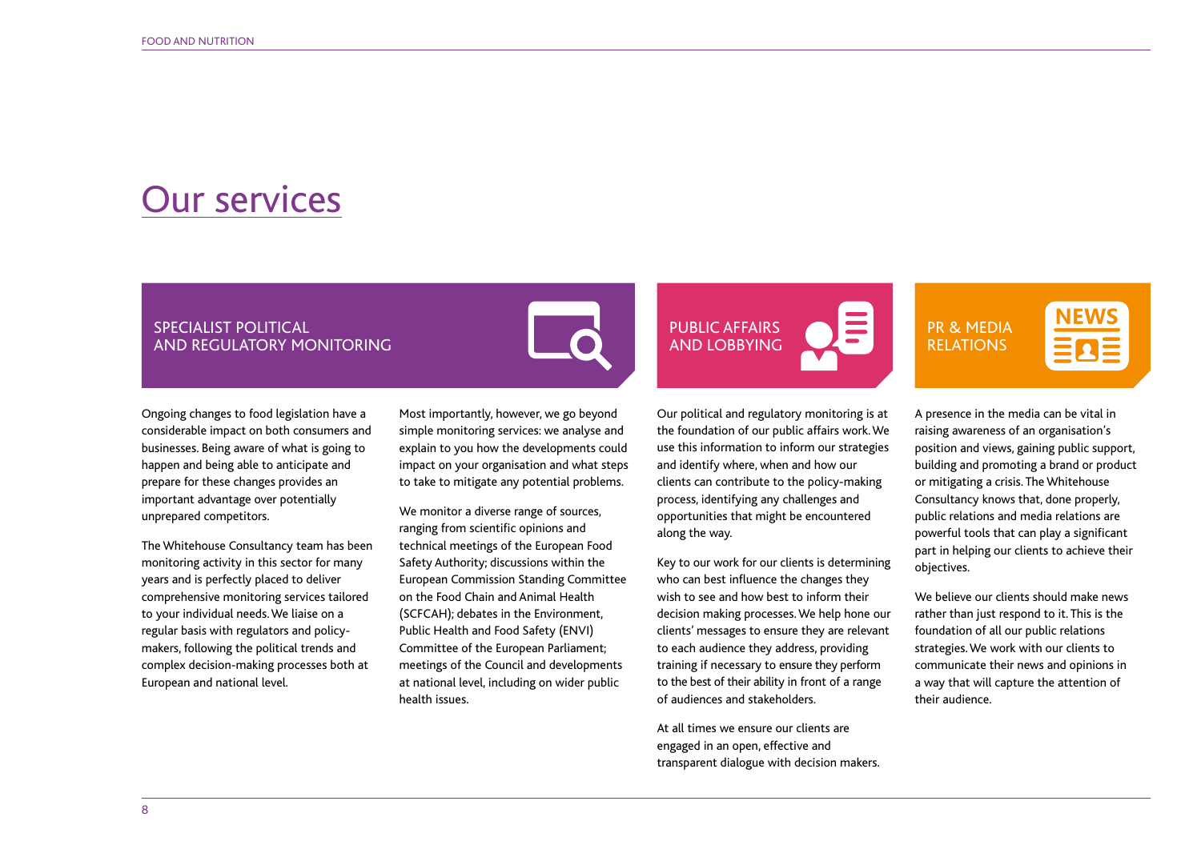# Our services

## SPECIALIST POLITICAL AND REGULATORY MONITORING

Ongoing changes to food legislation have a considerable impact on both consumers and businesses. Being aware of what is going to happen and being able to anticipate and prepare for these changes provides an important advantage over potentially unprepared competitors.

The Whitehouse Consultancy team has been monitoring activity in this sector for many years and is perfectly placed to deliver comprehensive monitoring services tailored to your individual needs. We liaise on a regular basis with regulators and policy-makers, following the political trends and complex decision-making processes both at European and national level.

Most importantly, however, we go beyond simple monitoring services: we analyse and explain to you how the developments could impact on your organisation and what steps to take to mitigate any potential problems.

We monitor a diverse range of sources, ranging from scientific opinions and technical meetings of the European Food Safety Authority; discussions within the European Commission Standing Committee on the Food Chain and Animal Health (SCFCAH); debates in the Environment, Public Health and Food Safety (ENVI) Committee of the European Parliament; meetings of the Council and developments at national level, including on wider public health issues.

## PUBLIC AFFAIRS AND LOBBYING

Our political and regulatory monitoring is at the foundation of our public affairs work. We use this information to inform our strategies and identify where, when and how our clients can contribute to the policy-making process, identifying any challenges and opportunities that might be encountered along the way.

Key to our work for our clients is determining who can best influence the changes they wish to see and how best to inform their decision making processes. We help hone our clients' messages to ensure they are relevant to each audience they address, providing training if necessary to ensure they perform to the best of their ability in front of a range of audiences and stakeholders.

At all times we ensure our clients are engaged in an open, effective and transparent dialogue with decision makers.

## PR & MEDIA RELATIONS

A presence in the media can be vital in raising awareness of an organisation's position and views, gaining public support, building and promoting a brand or product or mitigating a crisis. The Whitehouse Consultancy knows that, done properly, public relations and media relations are powerful tools that can play a significant part in helping our clients to achieve their objectives.

We believe our clients should make news rather than just respond to it. This is the foundation of all our public relations strategies. We work with our clients to communicate their news and opinions in a way that will capture the attention of their audience.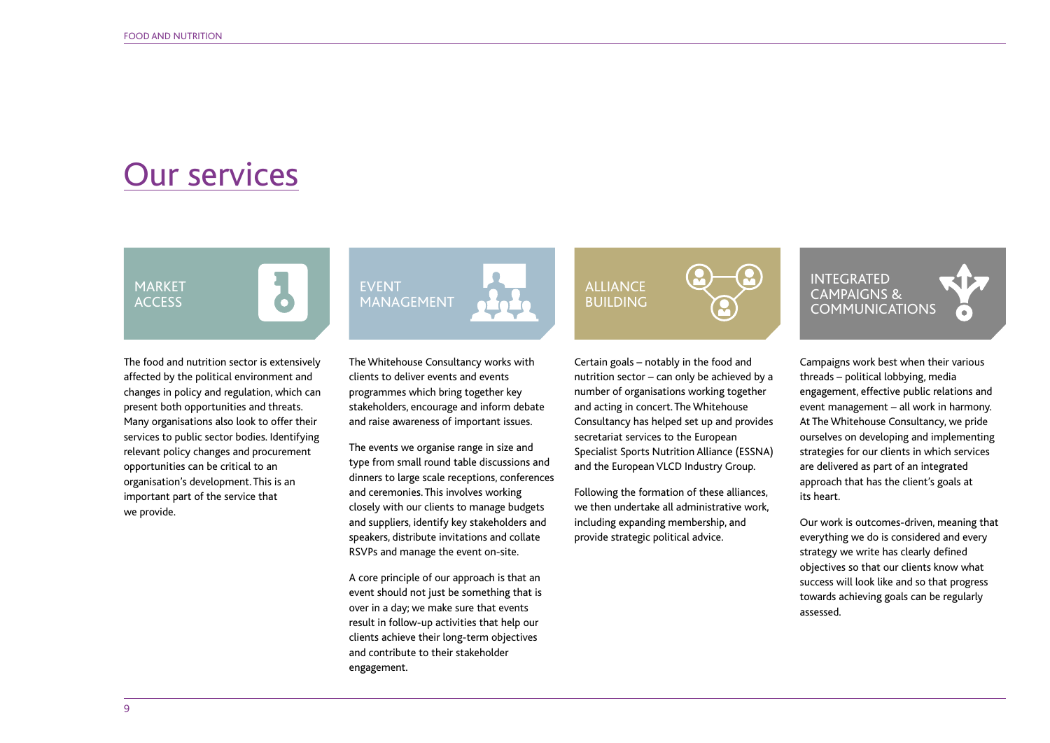# Our services

## MARKET ACCESS

The food and nutrition sector is extensively affected by the political environment and changes in policy and regulation, which can present both opportunities and threats. Many organisations also look to offer their services to public sector bodies. Identifying relevant policy changes and procurement opportunities can be critical to an organisation's development. This is an important part of the service that we provide.

## EVENT MANAGEMENT

The Whitehouse Consultancy works with clients to deliver events and events programmes which bring together key stakeholders, encourage and inform debate and raise awareness of important issues.

The events we organise range in size and type from small round table discussions and dinners to large scale receptions, conferences and ceremonies. This involves working closely with our clients to manage budgets and suppliers, identify key stakeholders and speakers, distribute invitations and collate RSVPs and manage the event on-site.

A core principle of our approach is that an event should not just be something that is over in a day; we make sure that events result in follow-up activities that help our clients achieve their long-term objectives and contribute to their stakeholder engagement.

## ALLIANCE BUILDING

Certain goals – notably in the food and nutrition sector – can only be achieved by a number of organisations working together and acting in concert. The Whitehouse Consultancy has helped set up and provides secretariat services to the European Specialist Sports Nutrition Alliance (ESSNA) and the European VLCD Industry Group.

Following the formation of these alliances, we then undertake all administrative work, including expanding membership, and provide strategic political advice.

## INTEGRATED CAMPAIGNS & COMMUNICATIONS

Campaigns work best when their various threads – political lobbying, media engagement, effective public relations and event management – all work in harmony. At The Whitehouse Consultancy, we pride ourselves on developing and implementing strategies for our clients in which services are delivered as part of an integrated approach that has the client's goals at its heart.

Our work is outcomes-driven, meaning that everything we do is considered and every strategy we write has clearly defined objectives so that our clients know what success will look like and so that progress towards achieving goals can be regularly assessed.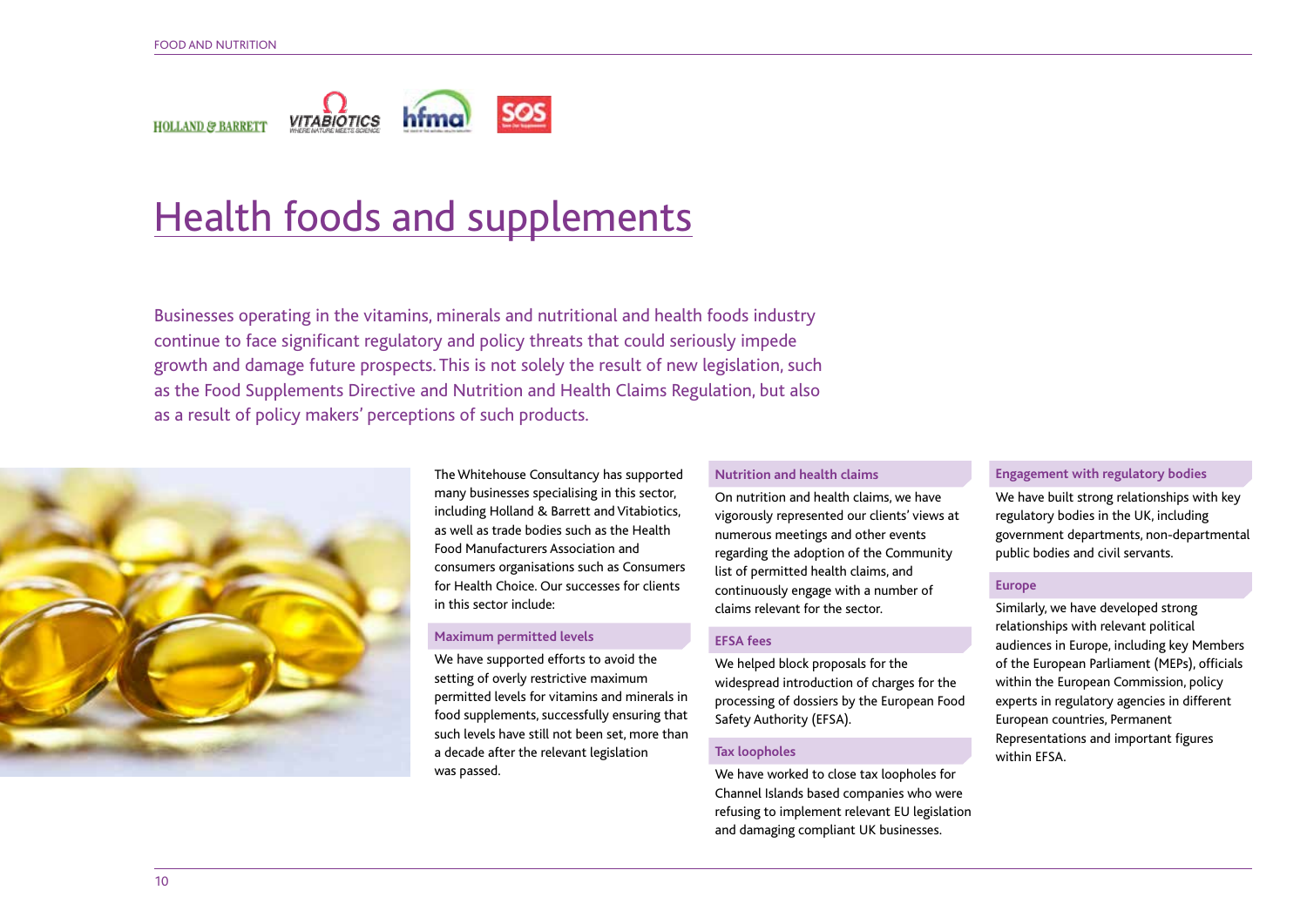# Health foods and supplements

Businesses operating in the vitamins, minerals and nutritional and health foods industry continue to face significant regulatory and policy threats that could seriously impede growth and damage future prospects. This is not solely the result of new legislation, such as the Food Supplements Directive and Nutrition and Health Claims Regulation, but also as a result of policy makers' perceptions of such products.

The Whitehouse Consultancy has supported many businesses specialising in this sector, including Holland & Barrett and Vitabiotics, as well as trade bodies such as the Health Food Manufacturers Association and consumers organisations such as Consumers for Health Choice. Our successes for clients in this sector include:

### Maximum permitted levels

We have supported efforts to avoid the setting of overly restrictive maximum permitted levels for vitamins and minerals in food supplements, successfully ensuring that such levels have still not been set, more than a decade after the relevant legislation was passed.

### Nutrition and health claims

On nutrition and health claims, we have vigorously represented our clients' views at numerous meetings and other events regarding the adoption of the Community list of permitted health claims, and continuously engage with a number of claims relevant for the sector.

### EFSA fees

We helped block proposals for the widespread introduction of charges for the processing of dossiers by the European Food Safety Authority (EFSA).

### Tax loopholes

We have worked to close tax loopholes for Channel Islands based companies who were refusing to implement relevant EU legislation and damaging compliant UK businesses.

### Engagement with regulatory bodies

We have built strong relationships with key regulatory bodies in the UK, including government departments, non-departmental public bodies and civil servants.

### Europe

Similarly, we have developed strong relationships with relevant political audiences in Europe, including key Members of the European Parliament (MEPs), officials within the European Commission, policy experts in regulatory agencies in different European countries, Permanent Representations and important figures within EFSA.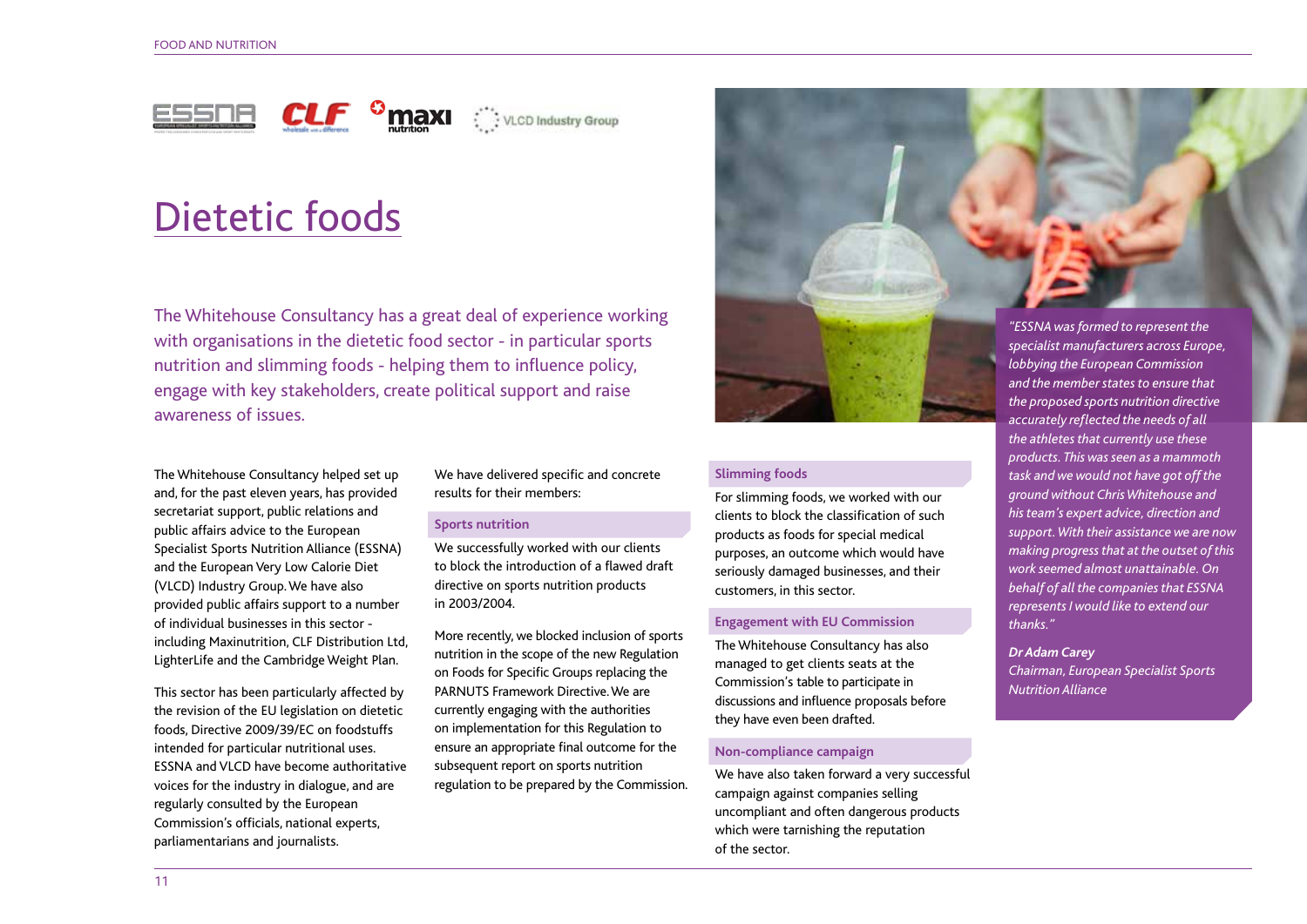# Dietetic foods

The Whitehouse Consultancy has a great deal of experience working with organisations in the dietetic food sector - in particular sports nutrition and slimming foods - helping them to influence policy, engage with key stakeholders, create political support and raise awareness of issues.

The Whitehouse Consultancy helped set up and, for the past eleven years, has provided secretariat support, public relations and public affairs advice to the European Specialist Sports Nutrition Alliance (ESSNA) and the European Very Low Calorie Diet (VLCD) Industry Group. We have also provided public affairs support to a number of individual businesses in this sector - including Maxinutrition, CLF Distribution Ltd, LighterLife and the Cambridge Weight Plan.

This sector has been particularly affected by the revision of the EU legislation on dietetic foods, Directive 2009/39/EC on foodstuffs intended for particular nutritional uses. ESSNA and VLCD have become authoritative voices for the industry in dialogue, and are regularly consulted by the European Commission's officials, national experts, parliamentarians and journalists.

We have delivered specific and concrete results for their members:

### Sports nutrition

We successfully worked with our clients to block the introduction of a flawed draft directive on sports nutrition products in 2003/2004.

More recently, we blocked inclusion of sports nutrition in the scope of the new Regulation on Foods for Specific Groups replacing the PARNUTS Framework Directive. We are currently engaging with the authorities on implementation for this Regulation to ensure an appropriate final outcome for the subsequent report on sports nutrition regulation to be prepared by the Commission.

### Slimming foods

For slimming foods, we worked with our clients to block the classification of such products as foods for special medical purposes, an outcome which would have seriously damaged businesses, and their customers, in this sector.

### Engagement with EU Commission

The Whitehouse Consultancy has also managed to get clients seats at the Commission's table to participate in discussions and influence proposals before they have even been drafted.

### Non-compliance campaign

We have also taken forward a very successful campaign against companies selling uncompliant and often dangerous products which were tarnishing the reputation of the sector.

*"ESSNA was formed to represent the specialist manufacturers across Europe, lobbying the European Commission and the member states to ensure that the proposed sports nutrition directive accurately reflected the needs of all the athletes that currently use these products. This was seen as a mammoth task and we would not have got off the ground without Chris Whitehouse and his team's expert advice, direction and support. With their assistance we are now making progress that at the outset of this work seemed almost unattainable. On behalf of all the companies that ESSNA represents I would like to extend our thanks."*

***Dr Adam Carey***
*Chairman, European Specialist Sports Nutrition Alliance*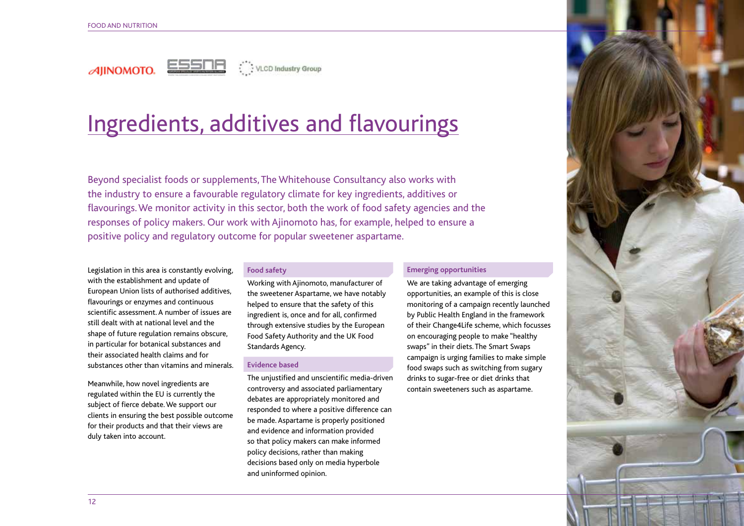# Ingredients, additives and flavourings

Beyond specialist foods or supplements, The Whitehouse Consultancy also works with the industry to ensure a favourable regulatory climate for key ingredients, additives or flavourings. We monitor activity in this sector, both the work of food safety agencies and the responses of policy makers. Our work with Ajinomoto has, for example, helped to ensure a positive policy and regulatory outcome for popular sweetener aspartame.

Legislation in this area is constantly evolving, with the establishment and update of European Union lists of authorised additives, flavourings or enzymes and continuous scientific assessment. A number of issues are still dealt with at national level and the shape of future regulation remains obscure, in particular for botanical substances and their associated health claims and for substances other than vitamins and minerals.

Meanwhile, how novel ingredients are regulated within the EU is currently the subject of fierce debate. We support our clients in ensuring the best possible outcome for their products and that their views are duly taken into account.

### Food safety

Working with Ajinomoto, manufacturer of the sweetener Aspartame, we have notably helped to ensure that the safety of this ingredient is, once and for all, confirmed through extensive studies by the European Food Safety Authority and the UK Food Standards Agency.

### Evidence based

The unjustified and unscientific media-driven controversy and associated parliamentary debates are appropriately monitored and responded to where a positive difference can be made. Aspartame is properly positioned and evidence and information provided so that policy makers can make informed policy decisions, rather than making decisions based only on media hyperbole and uninformed opinion.

### Emerging opportunities

We are taking advantage of emerging opportunities, an example of this is close monitoring of a campaign recently launched by Public Health England in the framework of their Change4Life scheme, which focusses on encouraging people to make "healthy swaps" in their diets. The Smart Swaps campaign is urging families to make simple food swaps such as switching from sugary drinks to sugar-free or diet drinks that contain sweeteners such as aspartame.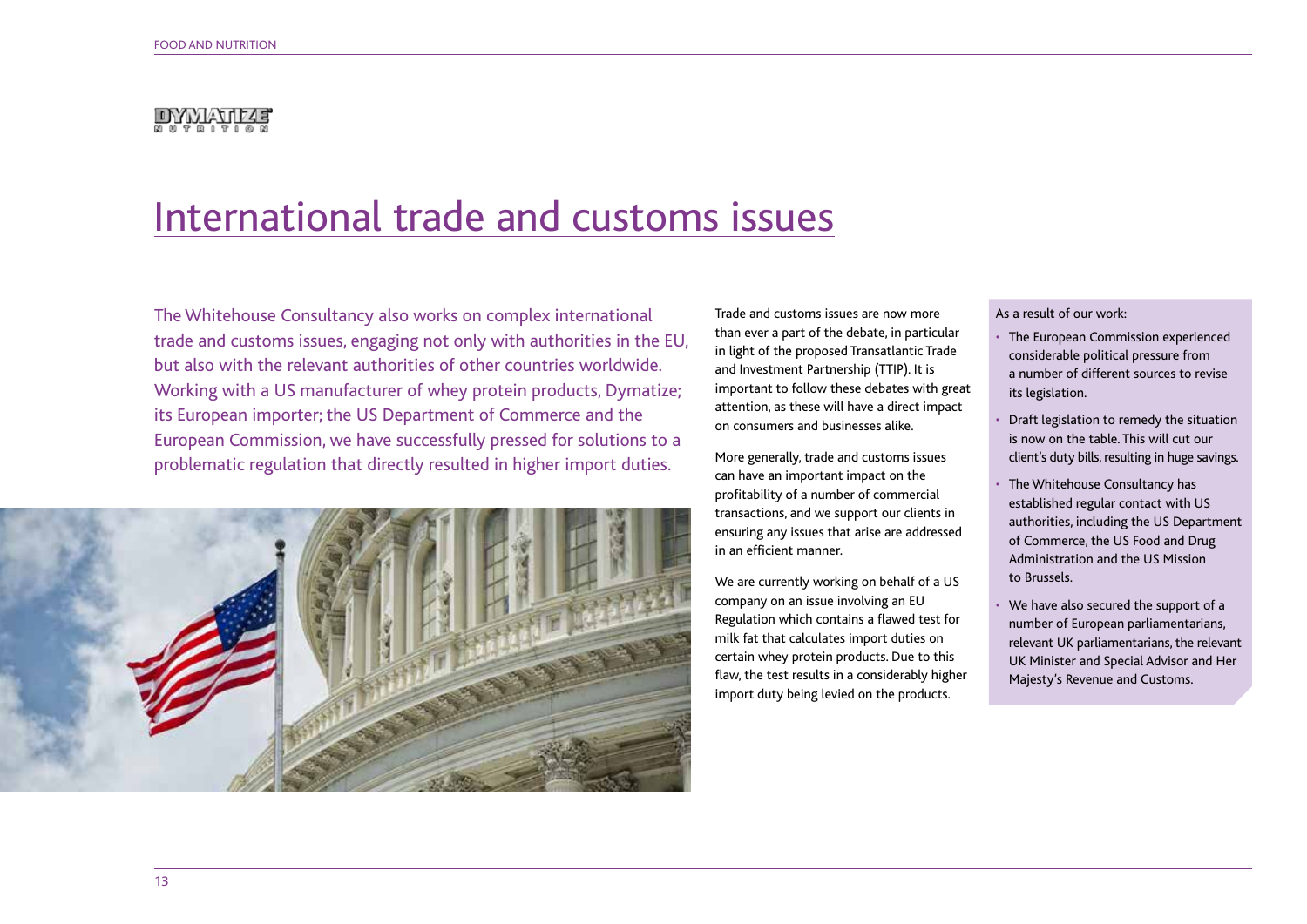# International trade and customs issues

The Whitehouse Consultancy also works on complex international trade and customs issues, engaging not only with authorities in the EU, but also with the relevant authorities of other countries worldwide. Working with a US manufacturer of whey protein products, Dymatize; its European importer; the US Department of Commerce and the European Commission, we have successfully pressed for solutions to a problematic regulation that directly resulted in higher import duties.

Trade and customs issues are now more than ever a part of the debate, in particular in light of the proposed Transatlantic Trade and Investment Partnership (TTIP). It is important to follow these debates with great attention, as these will have a direct impact on consumers and businesses alike.

More generally, trade and customs issues can have an important impact on the profitability of a number of commercial transactions, and we support our clients in ensuring any issues that arise are addressed in an efficient manner.

We are currently working on behalf of a US company on an issue involving an EU Regulation which contains a flawed test for milk fat that calculates import duties on certain whey protein products. Due to this flaw, the test results in a considerably higher import duty being levied on the products.

As a result of our work:

- The European Commission experienced considerable political pressure from a number of different sources to revise its legislation.
- Draft legislation to remedy the situation is now on the table. This will cut our client's duty bills, resulting in huge savings.
- The Whitehouse Consultancy has established regular contact with US authorities, including the US Department of Commerce, the US Food and Drug Administration and the US Mission to Brussels.
- We have also secured the support of a number of European parliamentarians, relevant UK parliamentarians, the relevant UK Minister and Special Advisor and Her Majesty's Revenue and Customs.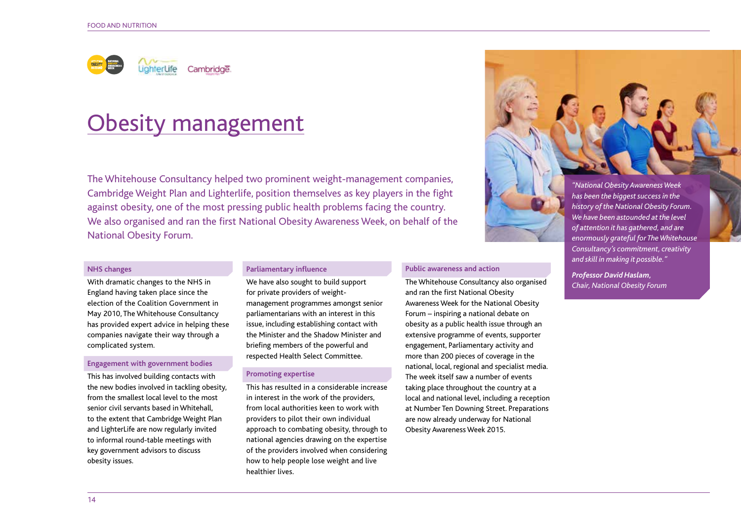# Obesity management

The Whitehouse Consultancy helped two prominent weight-management companies, Cambridge Weight Plan and Lighterlife, position themselves as key players in the fight against obesity, one of the most pressing public health problems facing the country. We also organised and ran the first National Obesity Awareness Week, on behalf of the National Obesity Forum.

### NHS changes

With dramatic changes to the NHS in England having taken place since the election of the Coalition Government in May 2010, The Whitehouse Consultancy has provided expert advice in helping these companies navigate their way through a complicated system.

### Engagement with government bodies

This has involved building contacts with the new bodies involved in tackling obesity, from the smallest local level to the most senior civil servants based in Whitehall, to the extent that Cambridge Weight Plan and LighterLife are now regularly invited to informal round-table meetings with key government advisors to discuss obesity issues.

### Parliamentary influence

We have also sought to build support for private providers of weight-management programmes amongst senior parliamentarians with an interest in this issue, including establishing contact with the Minister and the Shadow Minister and briefing members of the powerful and respected Health Select Committee.

### Promoting expertise

This has resulted in a considerable increase in interest in the work of the providers, from local authorities keen to work with providers to pilot their own individual approach to combating obesity, through to national agencies drawing on the expertise of the providers involved when considering how to help people lose weight and live healthier lives.

### Public awareness and action

The Whitehouse Consultancy also organised and ran the first National Obesity Awareness Week for the National Obesity Forum – inspiring a national debate on obesity as a public health issue through an extensive programme of events, supporter engagement, Parliamentary activity and more than 200 pieces of coverage in the national, local, regional and specialist media. The week itself saw a number of events taking place throughout the country at a local and national level, including a reception at Number Ten Downing Street. Preparations are now already underway for National Obesity Awareness Week 2015.

*"National Obesity Awareness Week has been the biggest success in the history of the National Obesity Forum. We have been astounded at the level of attention it has gathered, and are enormously grateful for The Whitehouse Consultancy's commitment, creativity and skill in making it possible."*

***Professor David Haslam,***
***Chair, National Obesity Forum***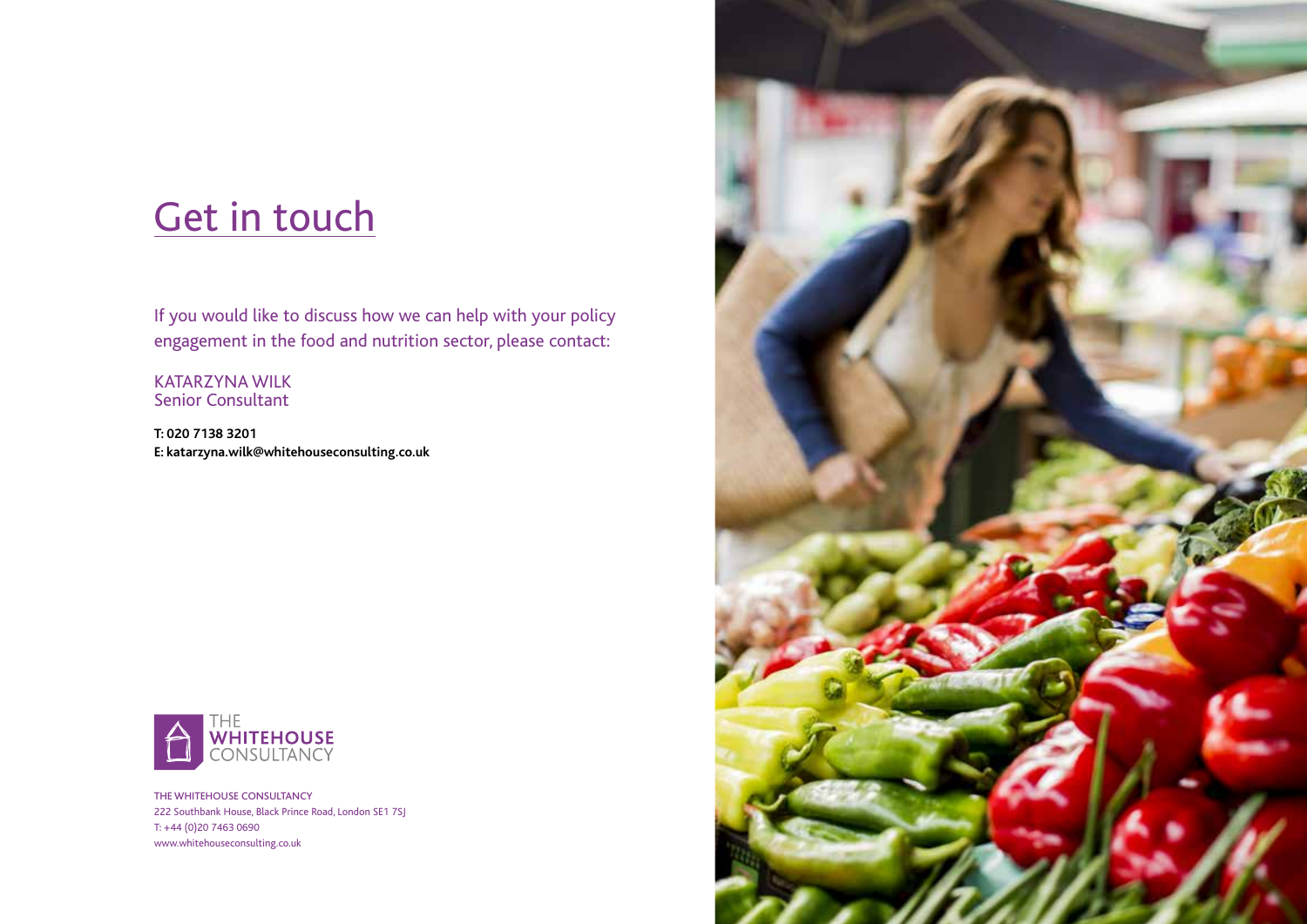# Get in touch

If you would like to discuss how we can help with your policy engagement in the food and nutrition sector, please contact:

KATARZYNA WILK
Senior Consultant

**T: 020 7138 3201**
**E: katarzyna.wilk@whitehouseconsulting.co.uk**

THE WHITEHOUSE CONSULTANCY

THE WHITEHOUSE CONSULTANCY
222 Southbank House, Black Prince Road, London SE1 7SJ
T: +44 (0)20 7463 0690
www.whitehouseconsulting.co.uk